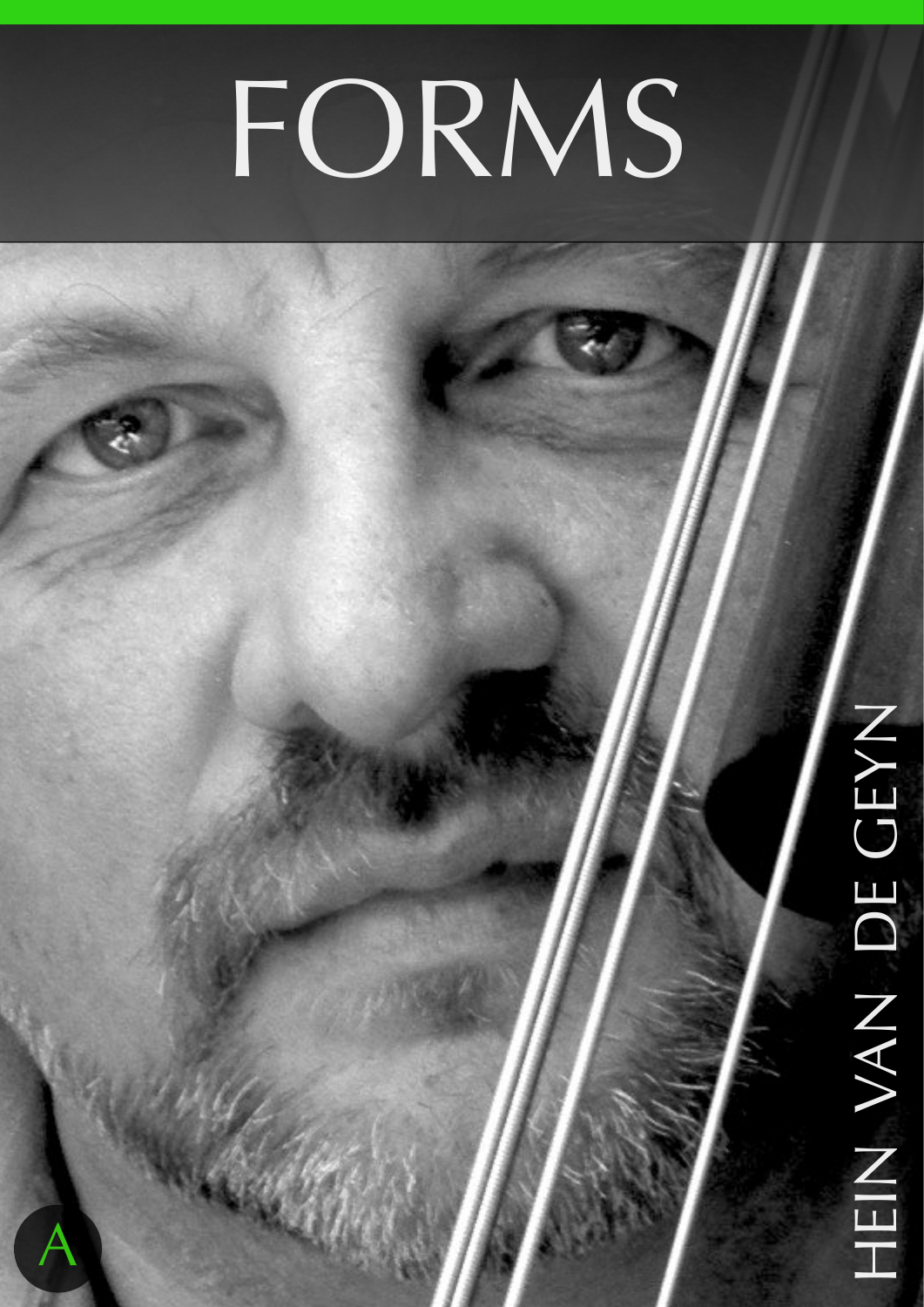# FORMS

HEIN VAN DE GEYN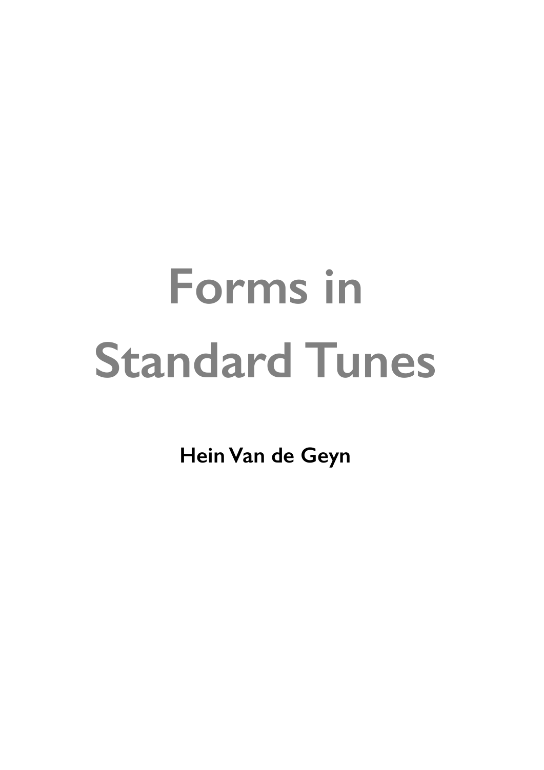# Forms in Standard Tunes

**Hein Van de Geyn**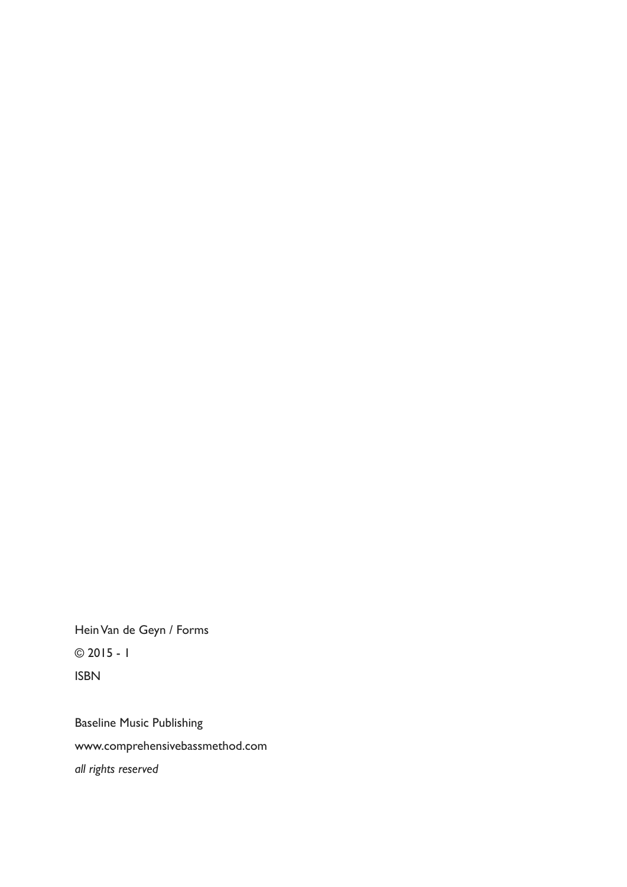Hein Van de Geyn / Forms

© 2015 - 1

ISBN

Baseline Music Publishing

www.comprehensivebassmethod.com

*all rights reserved*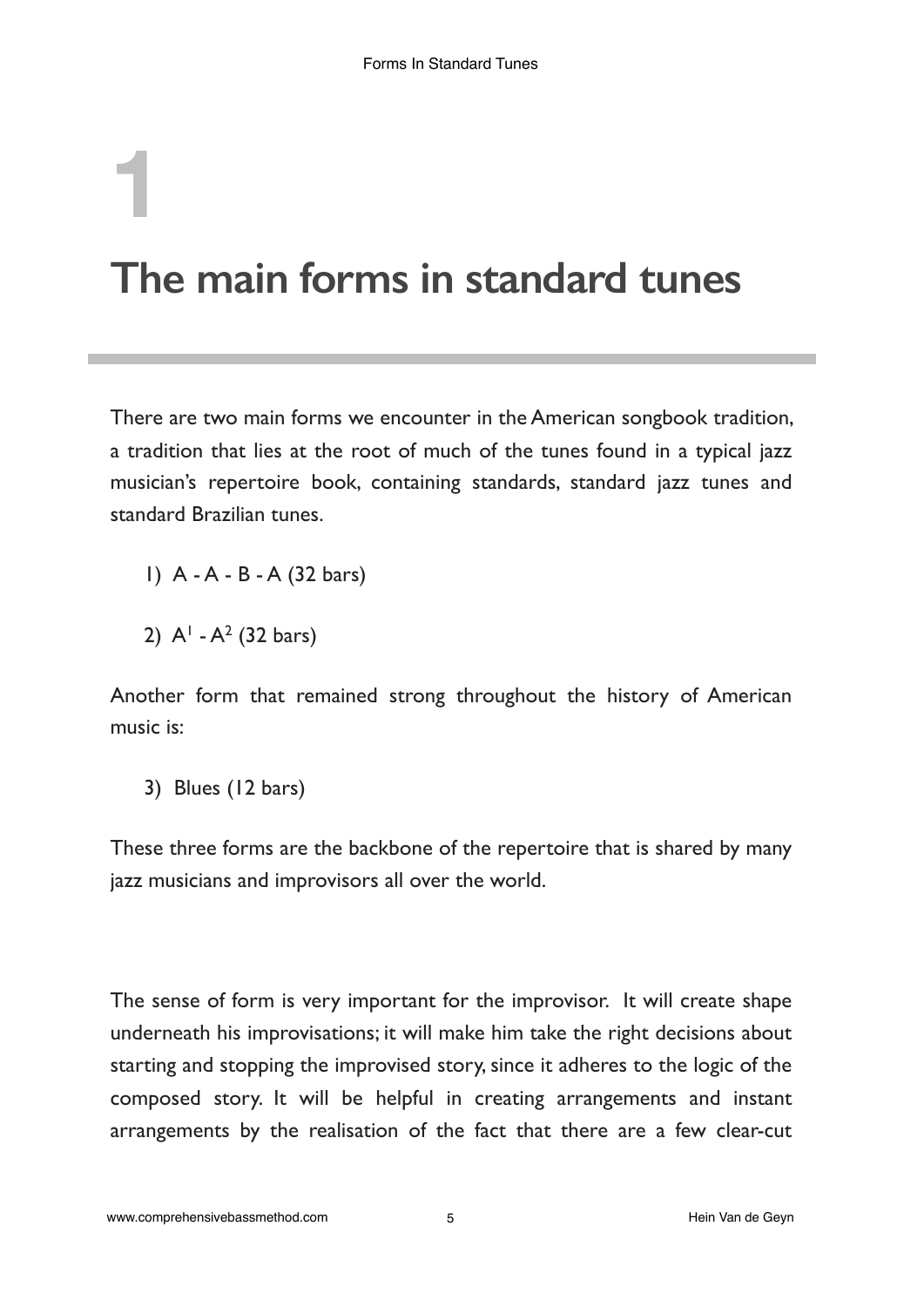# 1

# The main forms in standard tunes

There are two main forms we encounter in the American songbook tradition, a tradition that lies at the root of much of the tunes found in a typical jazz musician's repertoire book, containing standards, standard jazz tunes and standard Brazilian tunes.

1) A - A - B - A (32 bars)

2) $A^1$ - $A^2$ (32 bars)

Another form that remained strong throughout the history of American music is:

3) Blues (12 bars)

These three forms are the backbone of the repertoire that is shared by many jazz musicians and improvisors all over the world.

The sense of form is very important for the improvisor. It will create shape underneath his improvisations; it will make him take the right decisions about starting and stopping the improvised story, since it adheres to the logic of the composed story. It will be helpful in creating arrangements and instant arrangements by the realisation of the fact that there are a few clear-cut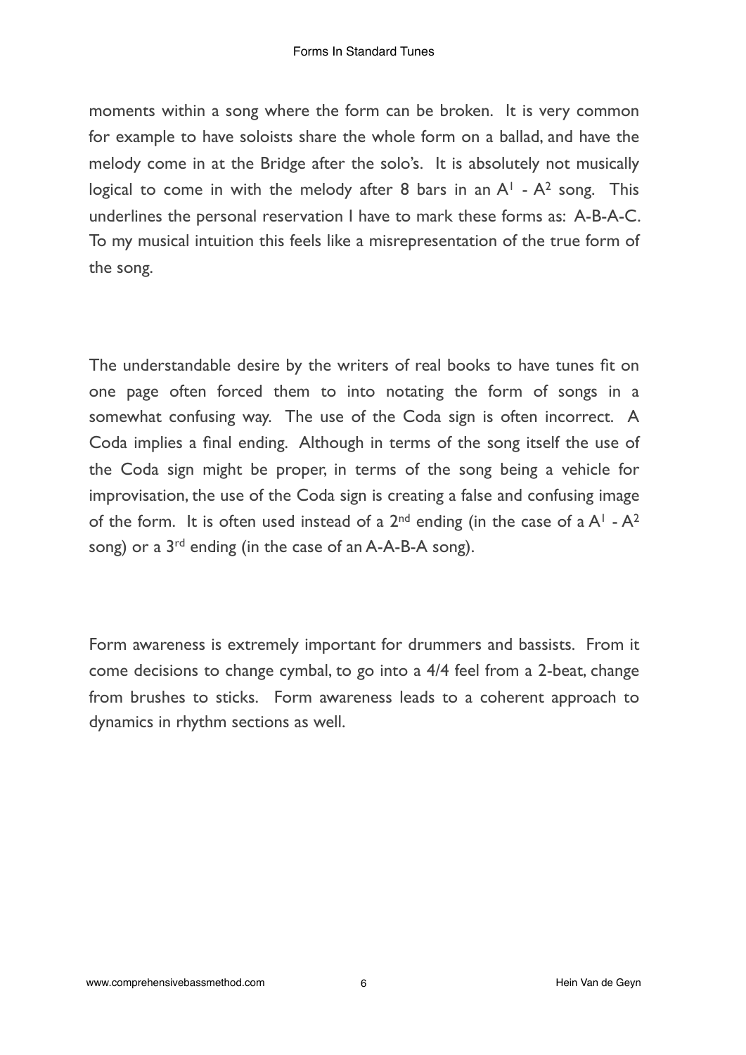moments within a song where the form can be broken. It is very common for example to have soloists share the whole form on a ballad, and have the melody come in at the Bridge after the solo's. It is absolutely not musically logical to come in with the melody after 8 bars in an $A^1$ - $A^2$ song. This underlines the personal reservation I have to mark these forms as: A-B-A-C. To my musical intuition this feels like a misrepresentation of the true form of the song.

The understandable desire by the writers of real books to have tunes fit on one page often forced them to into notating the form of songs in a somewhat confusing way. The use of the Coda sign is often incorrect. A Coda implies a final ending. Although in terms of the song itself the use of the Coda sign might be proper, in terms of the song being a vehicle for improvisation, the use of the Coda sign is creating a false and confusing image of the form. It is often used instead of a 2nd ending (in the case of a $A^1$ - $A^2$ song) or a 3rd ending (in the case of an A-A-B-A song).

Form awareness is extremely important for drummers and bassists. From it come decisions to change cymbal, to go into a 4/4 feel from a 2-beat, change from brushes to sticks. Form awareness leads to a coherent approach to dynamics in rhythm sections as well.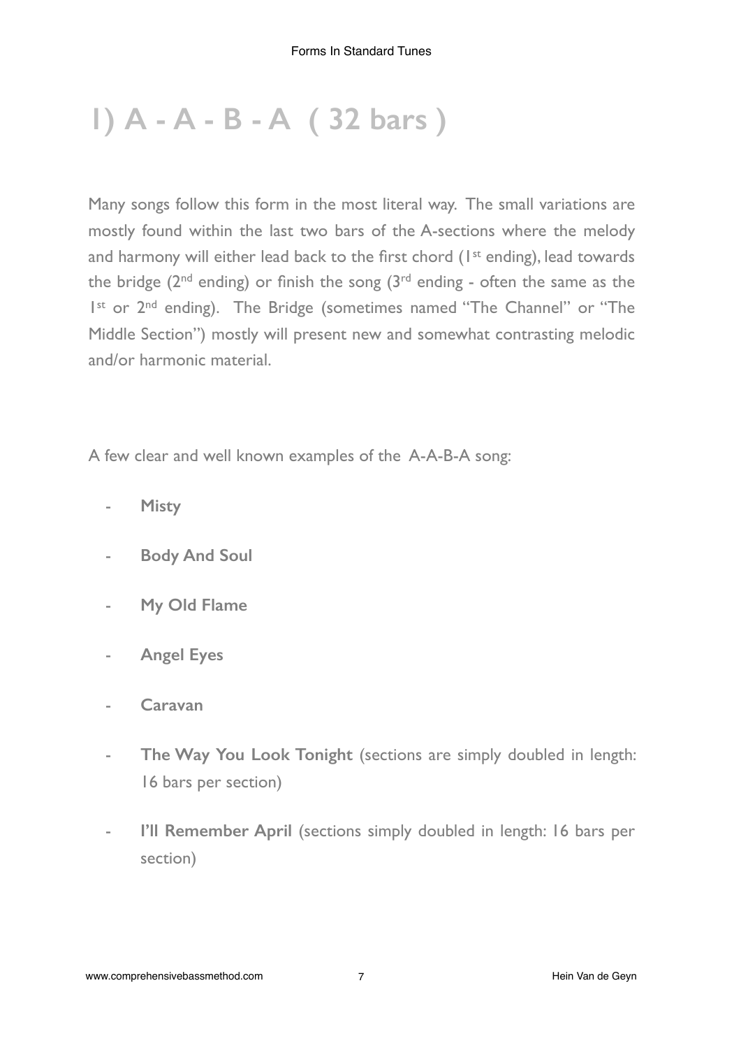# 1) A - A - B - A ( 32 bars )

Many songs follow this form in the most literal way. The small variations are mostly found within the last two bars of the A-sections where the melody and harmony will either lead back to the first chord (1st ending), lead towards the bridge (2nd ending) or finish the song (3rd ending - often the same as the 1st or 2nd ending). The Bridge (sometimes named "The Channel" or "The Middle Section") mostly will present new and somewhat contrasting melodic and/or harmonic material.

A few clear and well known examples of the A-A-B-A song:

- **Misty**
- **Body And Soul**
- **My Old Flame**
- **Angel Eyes**
- **Caravan**
- **The Way You Look Tonight** (sections are simply doubled in length: 16 bars per section)
- **I'll Remember April** (sections simply doubled in length: 16 bars per section)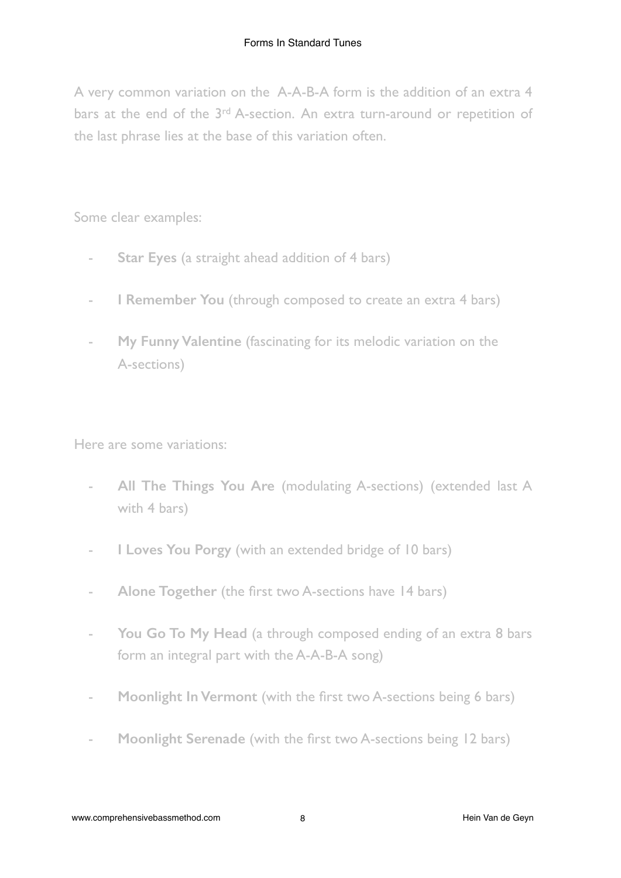A very common variation on the A-A-B-A form is the addition of an extra 4 bars at the end of the 3rd A-section. An extra turn-around or repetition of the last phrase lies at the base of this variation often.

Some clear examples:

- **Star Eyes** (a straight ahead addition of 4 bars)
- **I Remember You** (through composed to create an extra 4 bars)
- **My Funny Valentine** (fascinating for its melodic variation on the A-sections)

Here are some variations:

- **All The Things You Are** (modulating A-sections) (extended last A with 4 bars)
- **I Loves You Porgy** (with an extended bridge of 10 bars)
- **Alone Together** (the first two A-sections have 14 bars)
- **You Go To My Head** (a through composed ending of an extra 8 bars form an integral part with the A-A-B-A song)
- **Moonlight In Vermont** (with the first two A-sections being 6 bars)
- **Moonlight Serenade** (with the first two A-sections being 12 bars)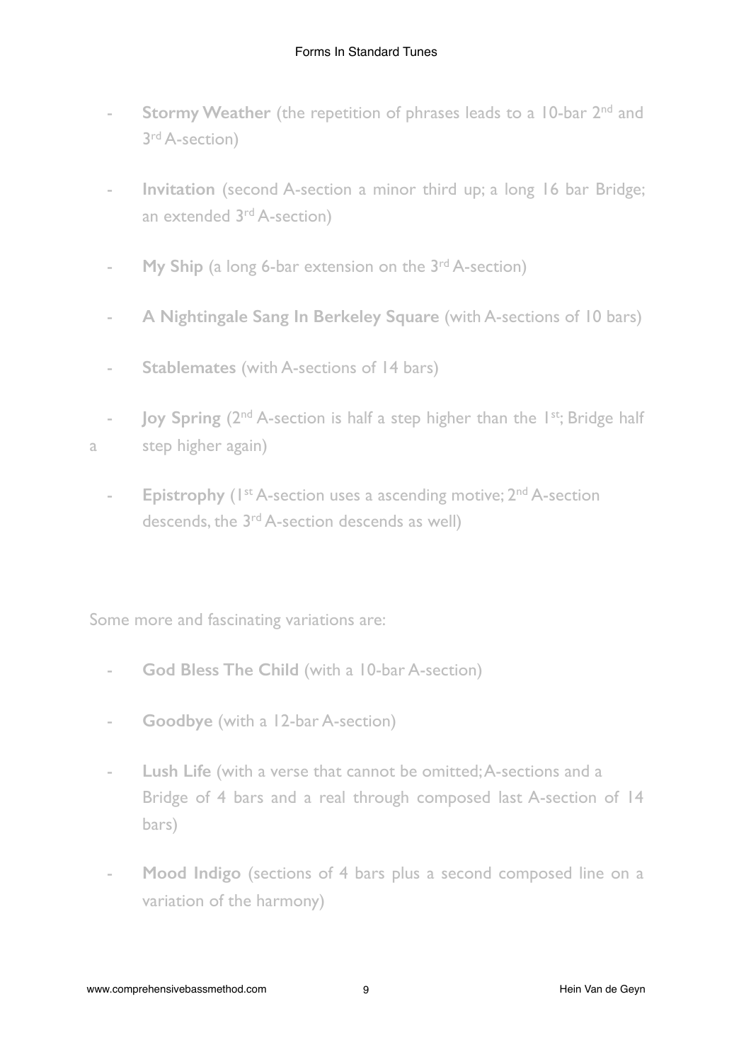- **Stormy Weather** (the repetition of phrases leads to a 10-bar 2nd and 3rd A-section)

- **Invitation** (second A-section a minor third up; a long 16 bar Bridge; an extended 3rd A-section)

- **My Ship** (a long 6-bar extension on the 3rd A-section)

- **A Nightingale Sang In Berkeley Square** (with A-sections of 10 bars)

- **Stablemates** (with A-sections of 14 bars)

- **Joy Spring** (2nd A-section is half a step higher than the 1st; Bridge half a step higher again)

- **Epistrophy** (1st A-section uses a ascending motive; 2nd A-section descends, the 3rd A-section descends as well)

Some more and fascinating variations are:

- **God Bless The Child** (with a 10-bar A-section)

- **Goodbye** (with a 12-bar A-section)

- **Lush Life** (with a verse that cannot be omitted; A-sections and a Bridge of 4 bars and a real through composed last A-section of 14 bars)

- **Mood Indigo** (sections of 4 bars plus a second composed line on a variation of the harmony)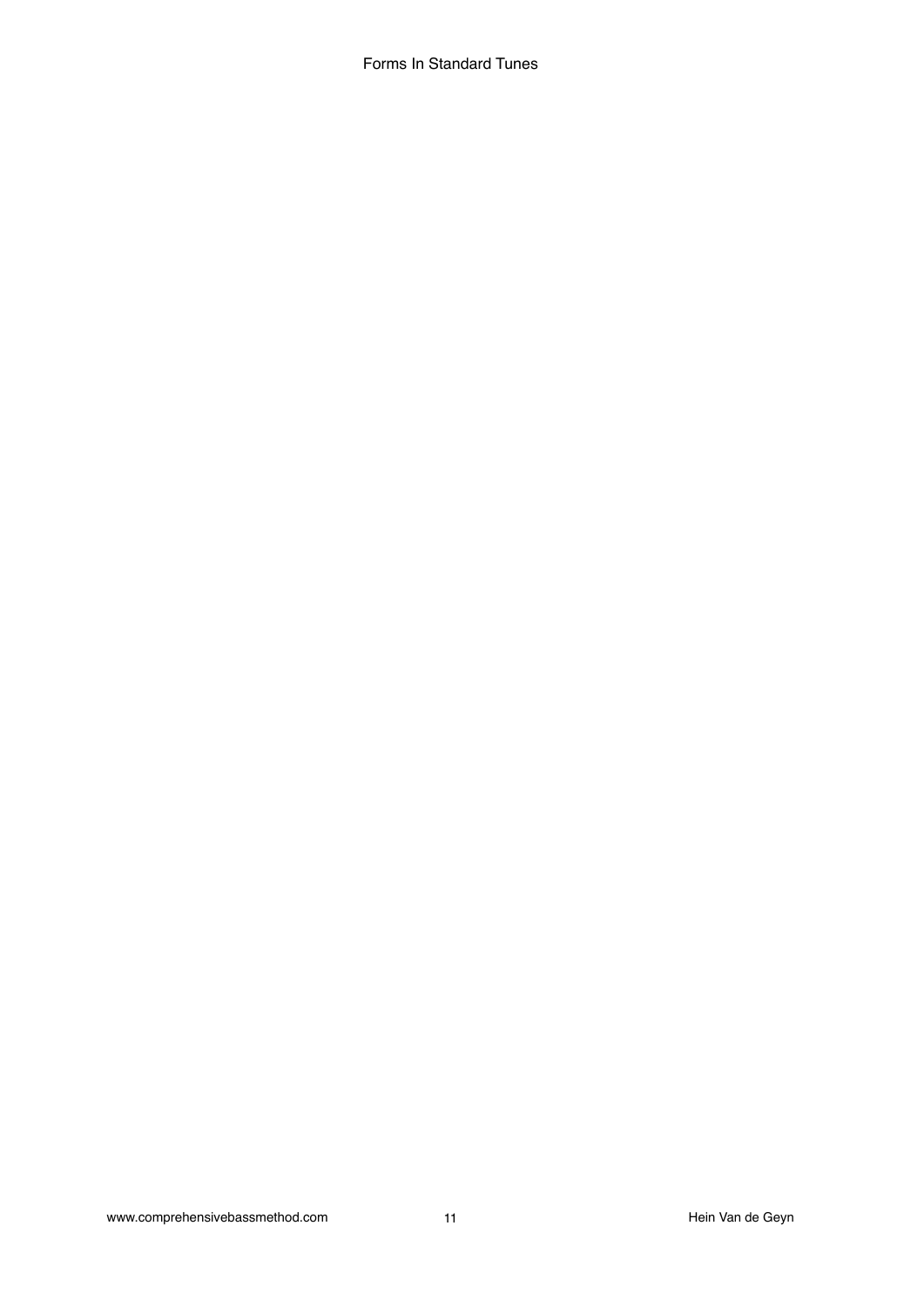# Forms In Standard Tunes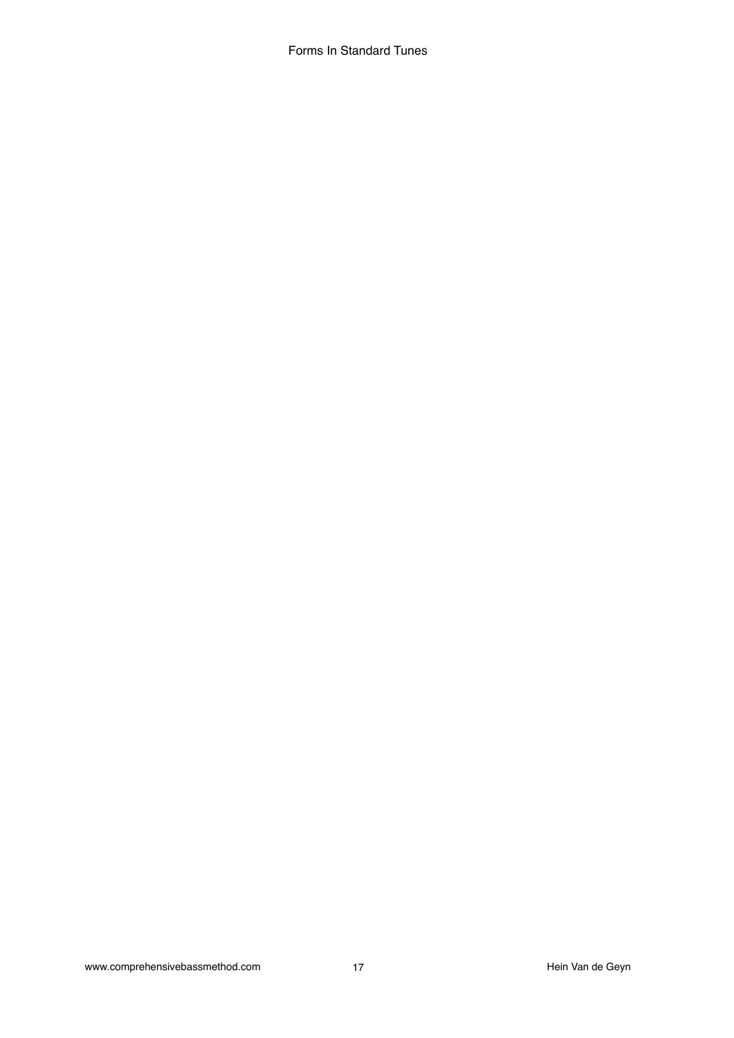# Forms In Standard Tunes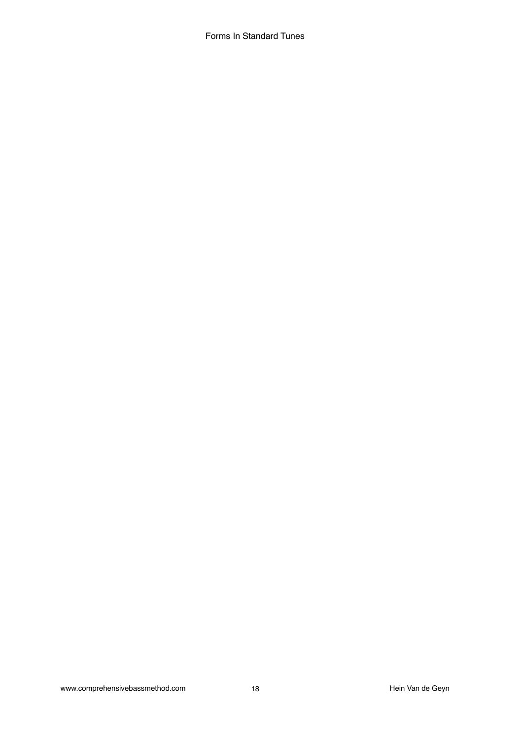# Forms In Standard Tunes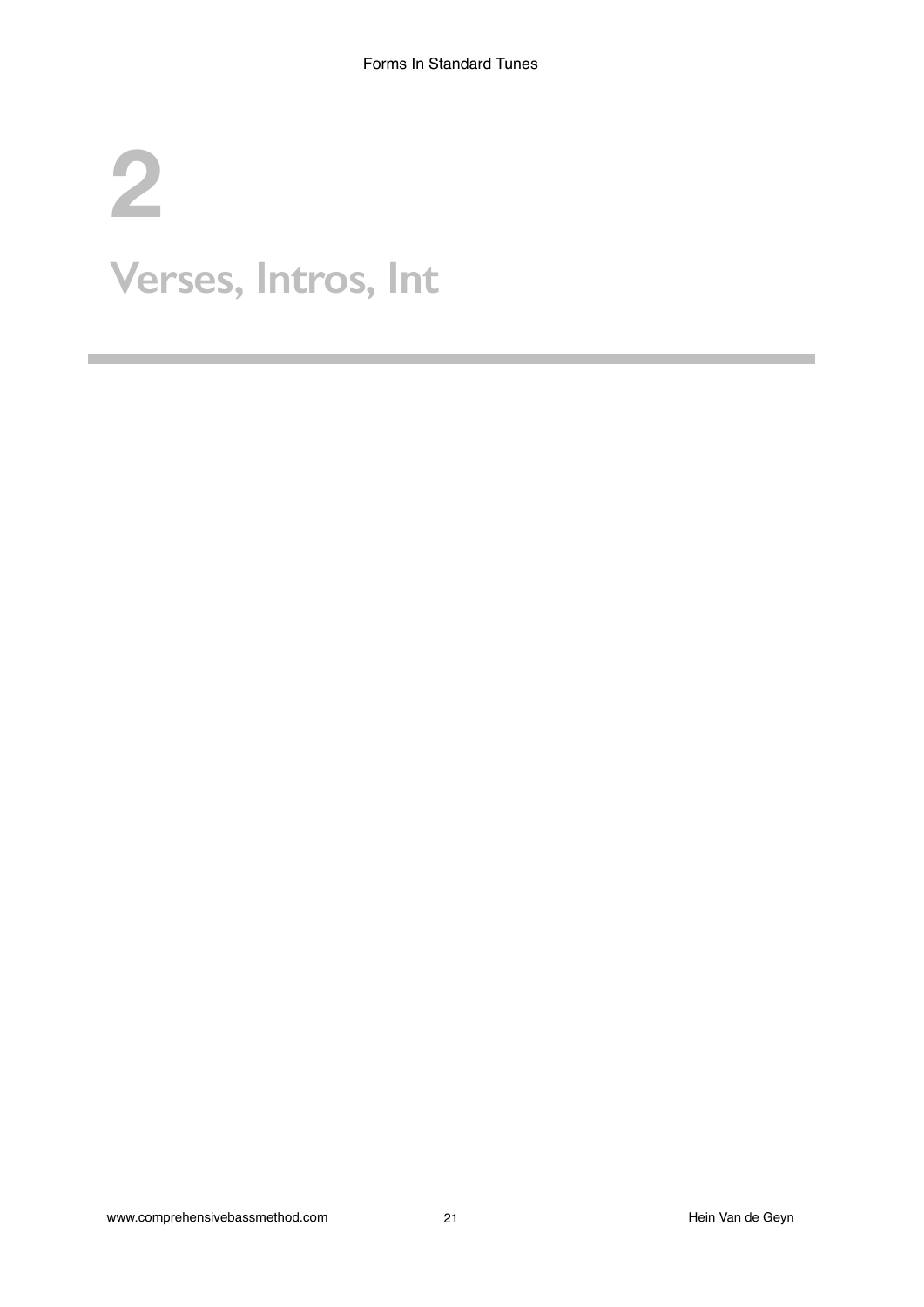# 2

# Verses, Intros, Int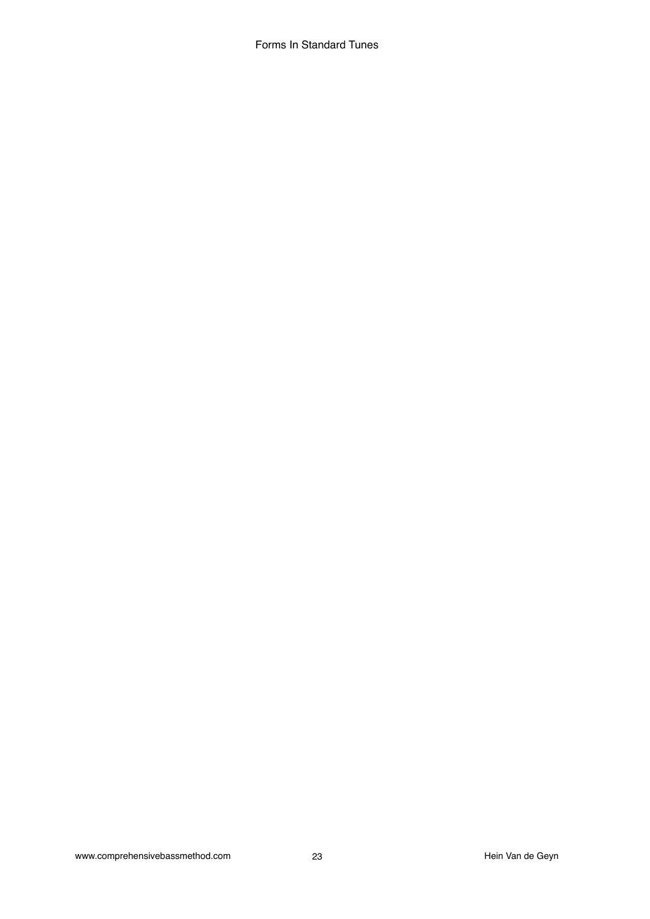# Forms In Standard Tunes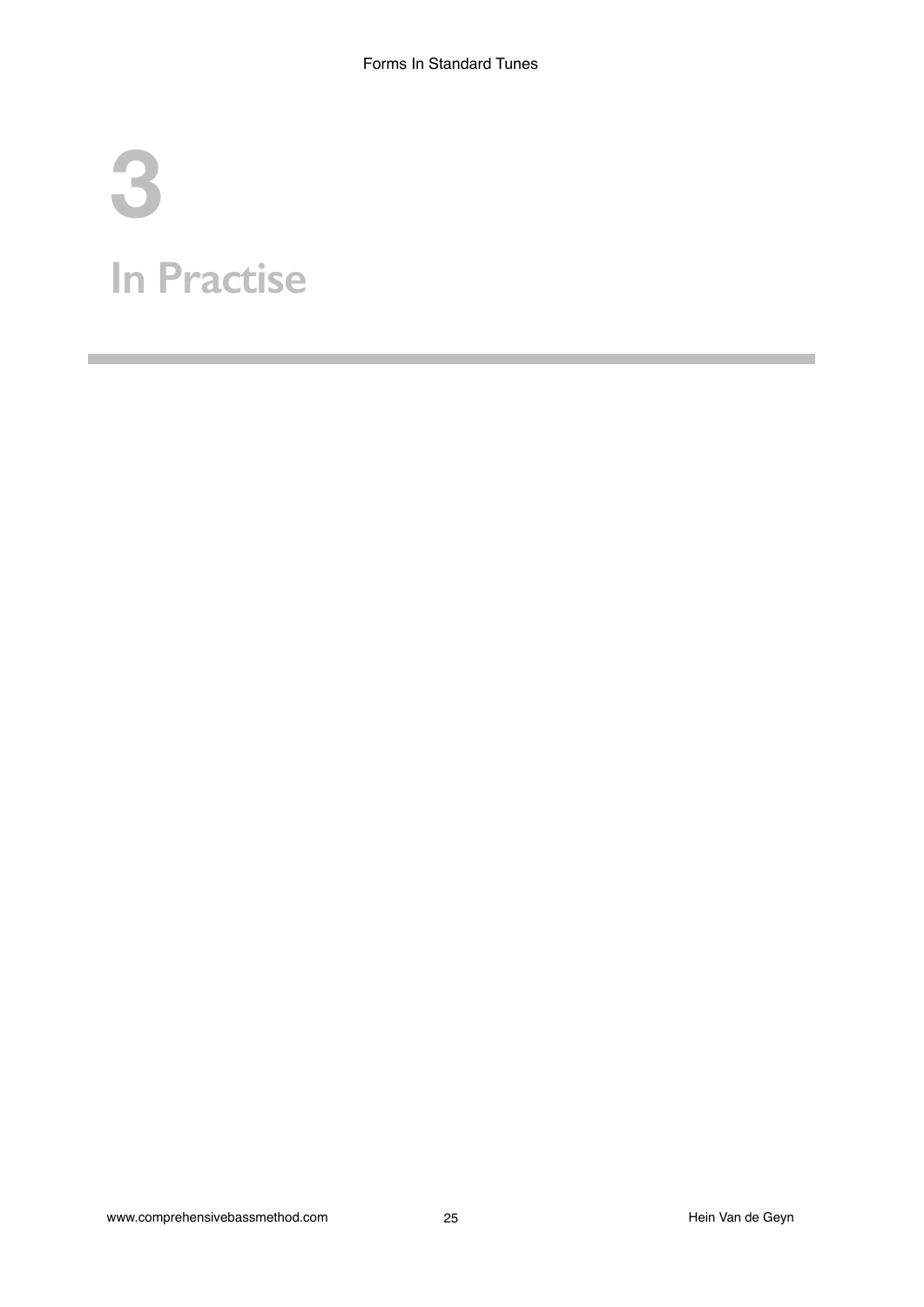# 3

# In Practise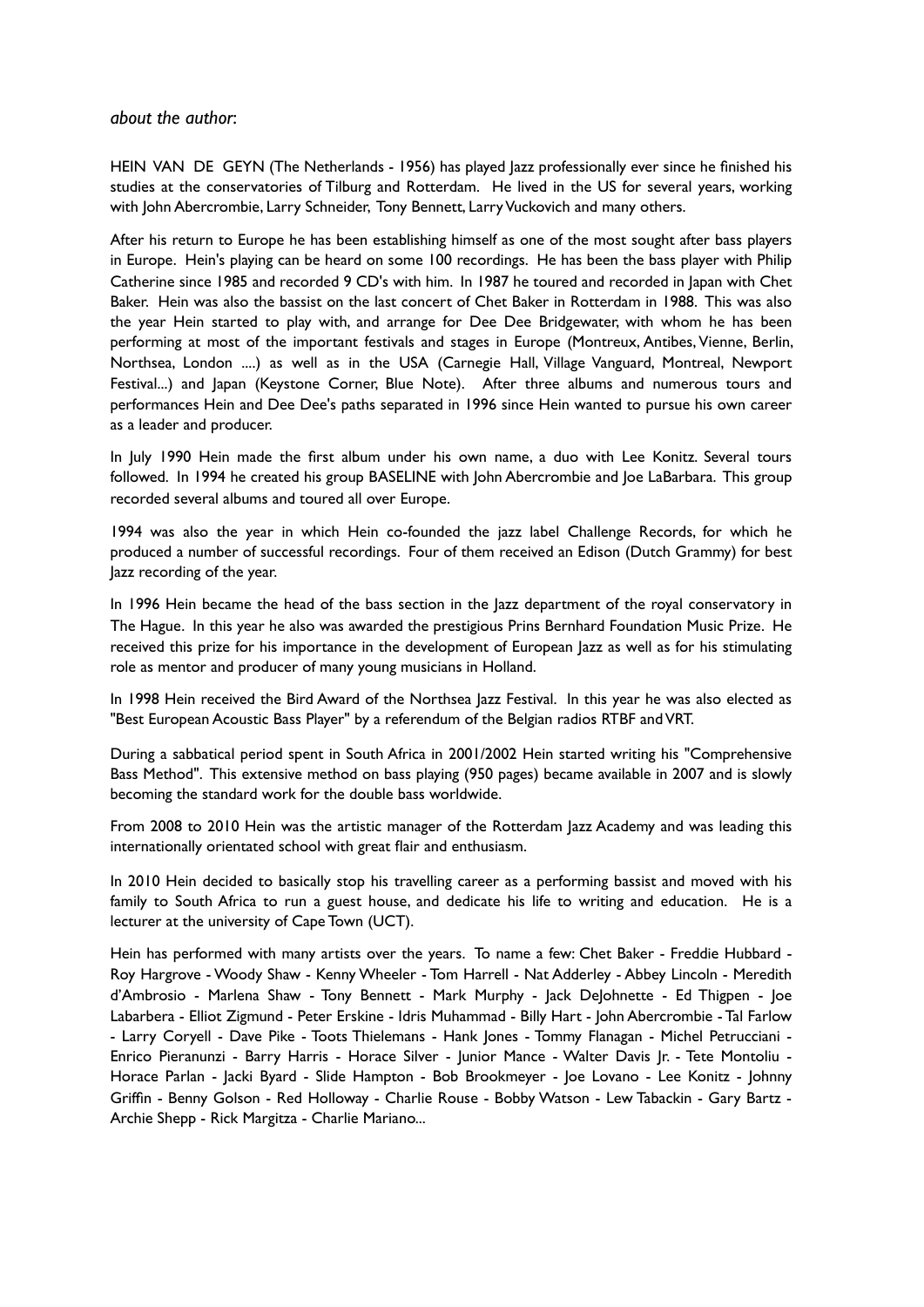*about the author:*

HEIN VAN DE GEYN (The Netherlands - 1956) has played Jazz professionally ever since he finished his studies at the conservatories of Tilburg and Rotterdam. He lived in the US for several years, working with John Abercrombie, Larry Schneider, Tony Bennett, Larry Vuckovich and many others.

After his return to Europe he has been establishing himself as one of the most sought after bass players in Europe. Hein's playing can be heard on some 100 recordings. He has been the bass player with Philip Catherine since 1985 and recorded 9 CD's with him. In 1987 he toured and recorded in Japan with Chet Baker. Hein was also the bassist on the last concert of Chet Baker in Rotterdam in 1988. This was also the year Hein started to play with, and arrange for Dee Dee Bridgewater, with whom he has been performing at most of the important festivals and stages in Europe (Montreux, Antibes, Vienne, Berlin, Northsea, London ....) as well as in the USA (Carnegie Hall, Village Vanguard, Montreal, Newport Festival...) and Japan (Keystone Corner, Blue Note). After three albums and numerous tours and performances Hein and Dee Dee's paths separated in 1996 since Hein wanted to pursue his own career as a leader and producer.

In July 1990 Hein made the first album under his own name, a duo with Lee Konitz. Several tours followed. In 1994 he created his group BASELINE with John Abercrombie and Joe LaBarbara. This group recorded several albums and toured all over Europe.

1994 was also the year in which Hein co-founded the jazz label Challenge Records, for which he produced a number of successful recordings. Four of them received an Edison (Dutch Grammy) for best Jazz recording of the year.

In 1996 Hein became the head of the bass section in the Jazz department of the royal conservatory in The Hague. In this year he also was awarded the prestigious Prins Bernhard Foundation Music Prize. He received this prize for his importance in the development of European Jazz as well as for his stimulating role as mentor and producer of many young musicians in Holland.

In 1998 Hein received the Bird Award of the Northsea Jazz Festival. In this year he was also elected as "Best European Acoustic Bass Player" by a referendum of the Belgian radios RTBF and VRT.

During a sabbatical period spent in South Africa in 2001/2002 Hein started writing his "Comprehensive Bass Method". This extensive method on bass playing (950 pages) became available in 2007 and is slowly becoming the standard work for the double bass worldwide.

From 2008 to 2010 Hein was the artistic manager of the Rotterdam Jazz Academy and was leading this internationally orientated school with great flair and enthusiasm.

In 2010 Hein decided to basically stop his travelling career as a performing bassist and moved with his family to South Africa to run a guest house, and dedicate his life to writing and education. He is a lecturer at the university of Cape Town (UCT).

Hein has performed with many artists over the years. To name a few: Chet Baker - Freddie Hubbard - Roy Hargrove - Woody Shaw - Kenny Wheeler - Tom Harrell - Nat Adderley - Abbey Lincoln - Meredith d'Ambrosio - Marlena Shaw - Tony Bennett - Mark Murphy - Jack DeJohnette - Ed Thigpen - Joe Labarbera - Elliot Zigmund - Peter Erskine - Idris Muhammad - Billy Hart - John Abercrombie - Tal Farlow - Larry Coryell - Dave Pike - Toots Thielemans - Hank Jones - Tommy Flanagan - Michel Petrucciani - Enrico Pieranunzi - Barry Harris - Horace Silver - Junior Mance - Walter Davis Jr. - Tete Montoliu - Horace Parlan - Jacki Byard - Slide Hampton - Bob Brookmeyer - Joe Lovano - Lee Konitz - Johnny Griffin - Benny Golson - Red Holloway - Charlie Rouse - Bobby Watson - Lew Tabackin - Gary Bartz - Archie Shepp - Rick Margitza - Charlie Mariano...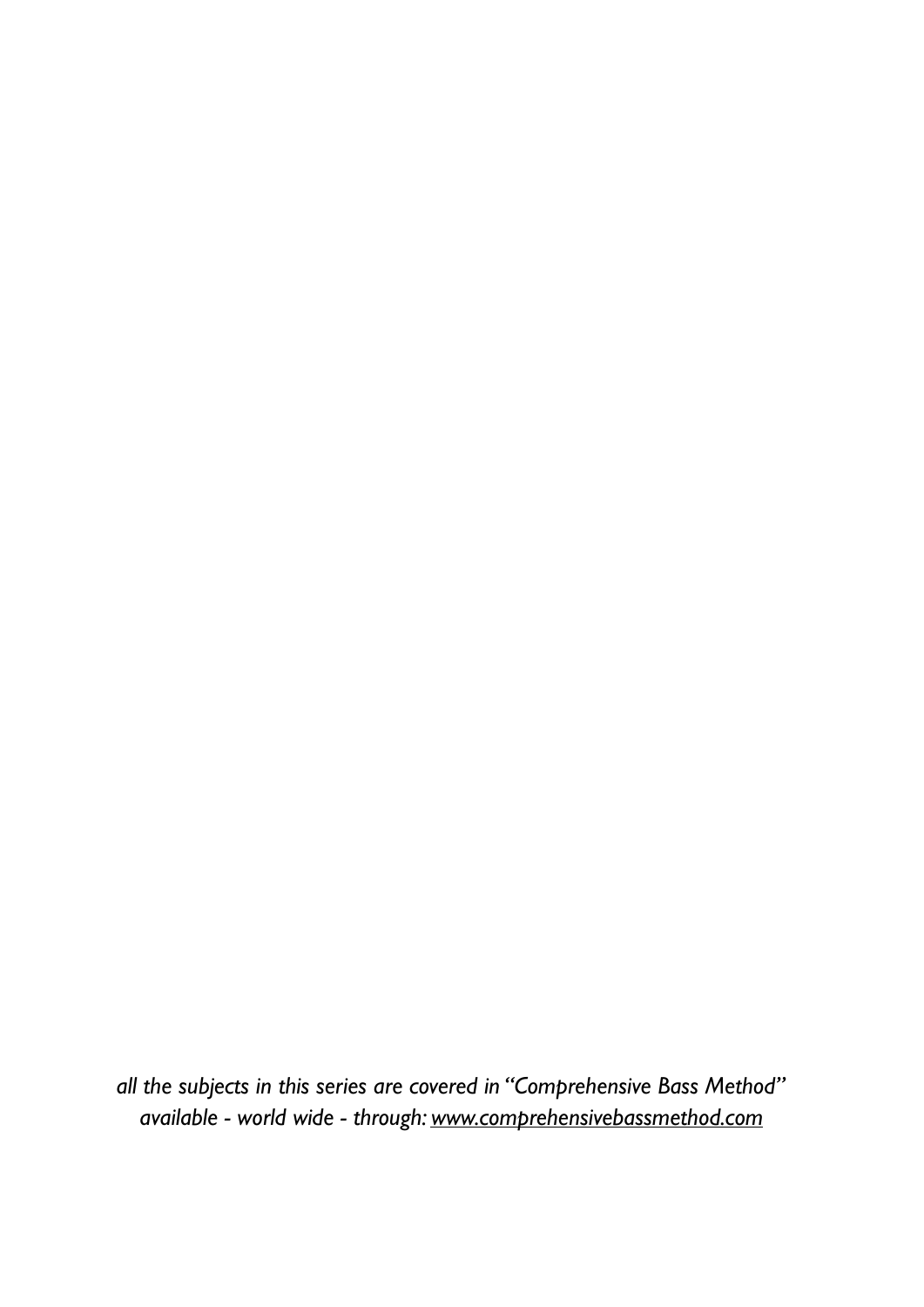*all the subjects in this series are covered in "Comprehensive Bass Method"*
*available - world wide - through: www.comprehensivebassmethod.com*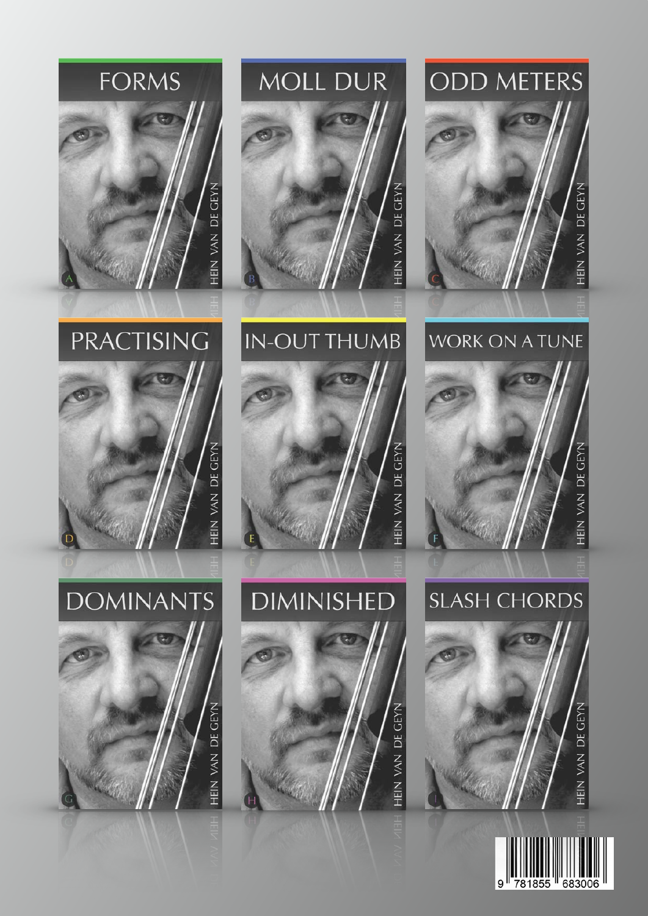FORMS

HEIN VAN DE GEYN

A

MOLL DUR

HEIN VAN DE GEYN

B

ODD METERS

HEIN VAN DE GEYN

C

PRACTISING

HEIN VAN DE GEYN

D

IN-OUT THUMB

HEIN VAN DE GEYN

E

WORK ON A TUNE

HEIN VAN DE GEYN

F

DOMINANTS

HEIN VAN DE GEYN

G

DIMINISHED

HEIN VAN DE GEYN

H

SLASH CHORDS

HEIN VAN DE GEYN

I

9 781855 683006